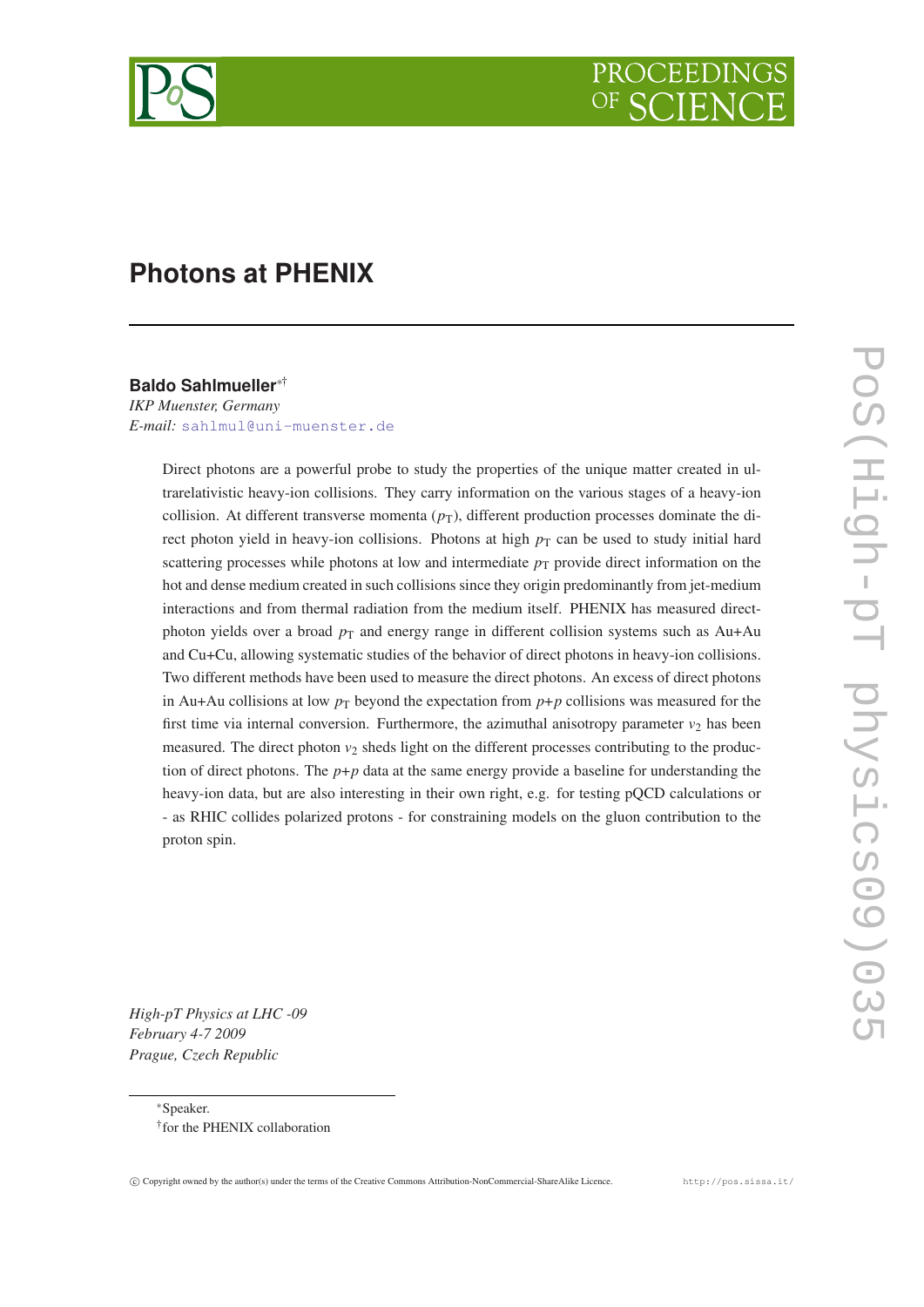# Photons at PHENIX

**Baldo Sahlmueller**[*†]
*IKP Muenster, Germany*
*E-mail:* sahlmul@uni-muenster.de

Direct photons are a powerful probe to study the properties of the unique matter created in ultrarelativistic heavy-ion collisions. They carry information on the various stages of a heavy-ion collision. At different transverse momenta ($p_T$), different production processes dominate the direct photon yield in heavy-ion collisions. Photons at high $p_T$ can be used to study initial hard scattering processes while photons at low and intermediate $p_T$ provide direct information on the hot and dense medium created in such collisions since they origin predominantly from jet-medium interactions and from thermal radiation from the medium itself. PHENIX has measured direct-photon yields over a broad $p_T$ and energy range in different collision systems such as Au+Au and Cu+Cu, allowing systematic studies of the behavior of direct photons in heavy-ion collisions. Two different methods have been used to measure the direct photons. An excess of direct photons in Au+Au collisions at low $p_T$ beyond the expectation from $p$+$p$ collisions was measured for the first time via internal conversion. Furthermore, the azimuthal anisotropy parameter $v_2$ has been measured. The direct photon $v_2$ sheds light on the different processes contributing to the production of direct photons. The $p$+$p$ data at the same energy provide a baseline for understanding the heavy-ion data, but are also interesting in their own right, e.g. for testing pQCD calculations or - as RHIC collides polarized protons - for constraining models on the gluon contribution to the proton spin.

*High-pT Physics at LHC -09*
*February 4-7 2009*
*Prague, Czech Republic*

[*] Speaker.
[†] for the PHENIX collaboration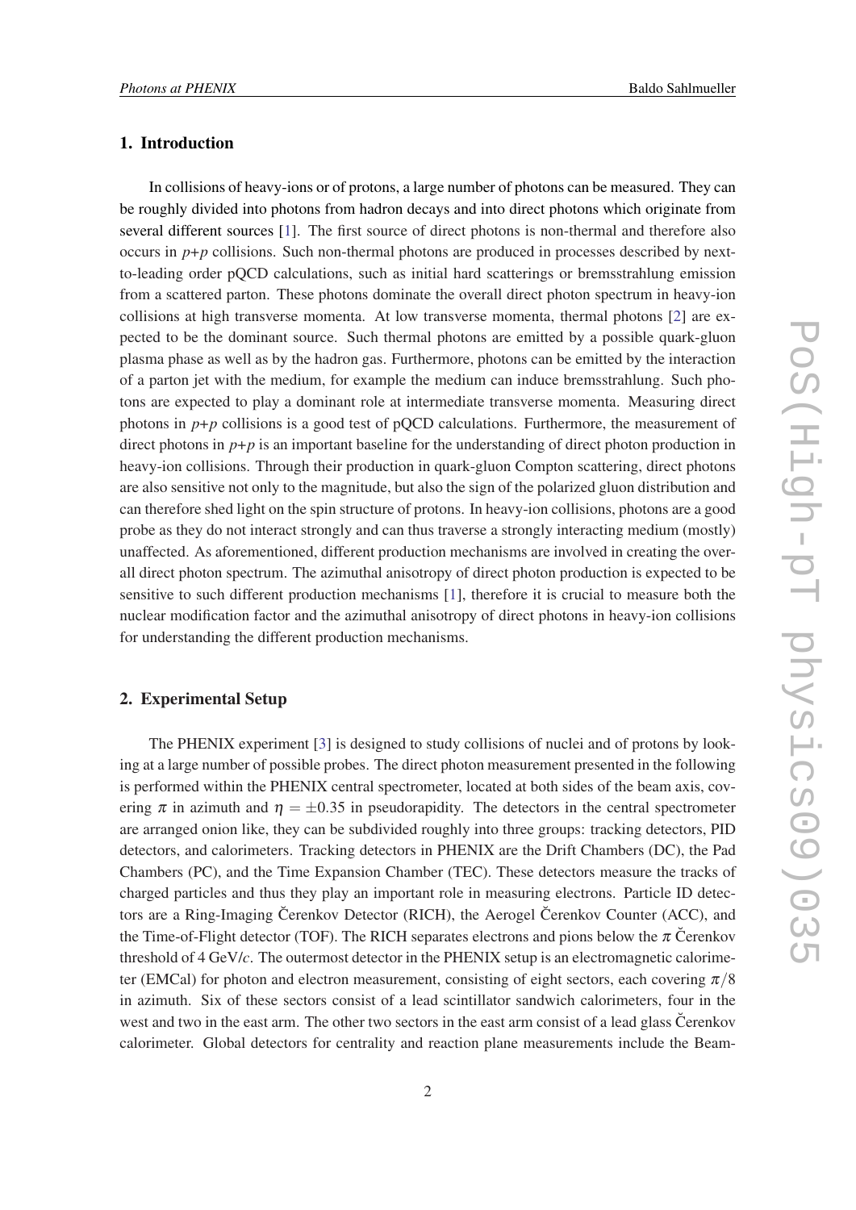## 1. Introduction

In collisions of heavy-ions or of protons, a large number of photons can be measured. They can be roughly divided into photons from hadron decays and into direct photons which originate from several different sources [1]. The first source of direct photons is non-thermal and therefore also occurs in *p+p* collisions. Such non-thermal photons are produced in processes described by next-to-leading order pQCD calculations, such as initial hard scatterings or bremsstrahlung emission from a scattered parton. These photons dominate the overall direct photon spectrum in heavy-ion collisions at high transverse momenta. At low transverse momenta, thermal photons [2] are expected to be the dominant source. Such thermal photons are emitted by a possible quark-gluon plasma phase as well as by the hadron gas. Furthermore, photons can be emitted by the interaction of a parton jet with the medium, for example the medium can induce bremsstrahlung. Such photons are expected to play a dominant role at intermediate transverse momenta. Measuring direct photons in *p+p* collisions is a good test of pQCD calculations. Furthermore, the measurement of direct photons in *p+p* is an important baseline for the understanding of direct photon production in heavy-ion collisions. Through their production in quark-gluon Compton scattering, direct photons are also sensitive not only to the magnitude, but also the sign of the polarized gluon distribution and can therefore shed light on the spin structure of protons. In heavy-ion collisions, photons are a good probe as they do not interact strongly and can thus traverse a strongly interacting medium (mostly) unaffected. As aforementioned, different production mechanisms are involved in creating the overall direct photon spectrum. The azimuthal anisotropy of direct photon production is expected to be sensitive to such different production mechanisms [1], therefore it is crucial to measure both the nuclear modification factor and the azimuthal anisotropy of direct photons in heavy-ion collisions for understanding the different production mechanisms.

## 2. Experimental Setup

The PHENIX experiment [3] is designed to study collisions of nuclei and of protons by looking at a large number of possible probes. The direct photon measurement presented in the following is performed within the PHENIX central spectrometer, located at both sides of the beam axis, covering $\pi$ in azimuth and $\eta = \pm 0.35$ in pseudorapidity. The detectors in the central spectrometer are arranged onion like, they can be subdivided roughly into three groups: tracking detectors, PID detectors, and calorimeters. Tracking detectors in PHENIX are the Drift Chambers (DC), the Pad Chambers (PC), and the Time Expansion Chamber (TEC). These detectors measure the tracks of charged particles and thus they play an important role in measuring electrons. Particle ID detectors are a Ring-Imaging Čerenkov Detector (RICH), the Aerogel Čerenkov Counter (ACC), and the Time-of-Flight detector (TOF). The RICH separates electrons and pions below the $\pi$ Čerenkov threshold of 4 GeV/$c$. The outermost detector in the PHENIX setup is an electromagnetic calorimeter (EMCal) for photon and electron measurement, consisting of eight sectors, each covering $\pi/8$ in azimuth. Six of these sectors consist of a lead scintillator sandwich calorimeters, four in the west and two in the east arm. The other two sectors in the east arm consist of a lead glass Čerenkov calorimeter. Global detectors for centrality and reaction plane measurements include the Beam-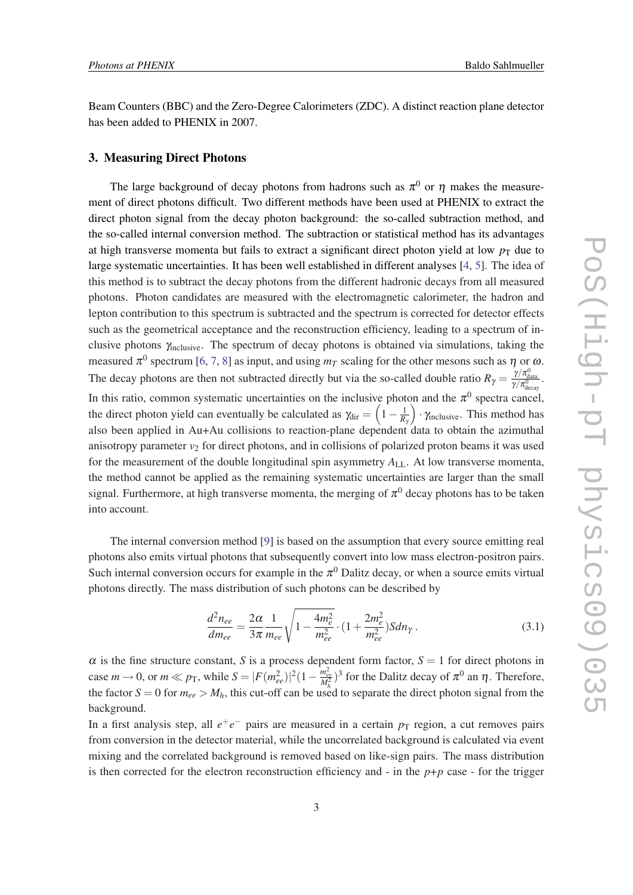Beam Counters (BBC) and the Zero-Degree Calorimeters (ZDC). A distinct reaction plane detector has been added to PHENIX in 2007.

## 3. Measuring Direct Photons

The large background of decay photons from hadrons such as $\pi^0$ or $\eta$ makes the measurement of direct photons difficult. Two different methods have been used at PHENIX to extract the direct photon signal from the decay photon background: the so-called subtraction method, and the so-called internal conversion method. The subtraction or statistical method has its advantages at high transverse momenta but fails to extract a significant direct photon yield at low $p_T$ due to large systematic uncertainties. It has been well established in different analyses [4, 5]. The idea of this method is to subtract the decay photons from the different hadronic decays from all measured photons. Photon candidates are measured with the electromagnetic calorimeter, the hadron and lepton contribution to this spectrum is subtracted and the spectrum is corrected for detector effects such as the geometrical acceptance and the reconstruction efficiency, leading to a spectrum of inclusive photons $\gamma_{\text{inclusive}}$. The spectrum of decay photons is obtained via simulations, taking the measured $\pi^0$ spectrum [6, 7, 8] as input, and using $m_T$ scaling for the other mesons such as $\eta$ or $\omega$. The decay photons are then not subtracted directly but via the so-called double ratio $R_\gamma = \frac{\gamma/\pi^0_{\text{data}}}{\gamma/\pi^0_{\text{decay}}}$. In this ratio, common systematic uncertainties on the inclusive photon and the $\pi^0$ spectra cancel, the direct photon yield can eventually be calculated as $\gamma_{\text{dir}} = \left(1 - \frac{1}{R_\gamma}\right) \cdot \gamma_{\text{inclusive}}$. This method has also been applied in Au+Au collisions to reaction-plane dependent data to obtain the azimuthal anisotropy parameter $v_2$ for direct photons, and in collisions of polarized proton beams it was used for the measurement of the double longitudinal spin asymmetry $A_{\text{LL}}$. At low transverse momenta, the method cannot be applied as the remaining systematic uncertainties are larger than the small signal. Furthermore, at high transverse momenta, the merging of $\pi^0$ decay photons has to be taken into account.

The internal conversion method [9] is based on the assumption that every source emitting real photons also emits virtual photons that subsequently convert into low mass electron-positron pairs. Such internal conversion occurs for example in the $\pi^0$ Dalitz decay, or when a source emits virtual photons directly. The mass distribution of such photons can be described by

$$\frac{d^2 n_{ee}}{dm_{ee}} = \frac{2\alpha}{3\pi} \frac{1}{m_{ee}} \sqrt{1 - \frac{4m_e^2}{m_{ee}^2}} \cdot \left(1 + \frac{2m_e^2}{m_{ee}^2}\right) S dn_\gamma \, . \tag{3.1}$$

$\alpha$ is the fine structure constant, $S$ is a process dependent form factor, $S = 1$ for direct photons in case $m \to 0$, or $m \ll p_T$, while $S = |F(m_{ee}^2)|^2 (1 - \frac{m_{ee}^2}{M_h^2})^3$ for the Dalitz decay of $\pi^0$ an $\eta$. Therefore, the factor $S = 0$ for $m_{ee} > M_h$, this cut-off can be used to separate the direct photon signal from the background.

In a first analysis step, all $e^+e^-$ pairs are measured in a certain $p_T$ region, a cut removes pairs from conversion in the detector material, while the uncorrelated background is calculated via event mixing and the correlated background is removed based on like-sign pairs. The mass distribution is then corrected for the electron reconstruction efficiency and - in the $p$+$p$ case - for the trigger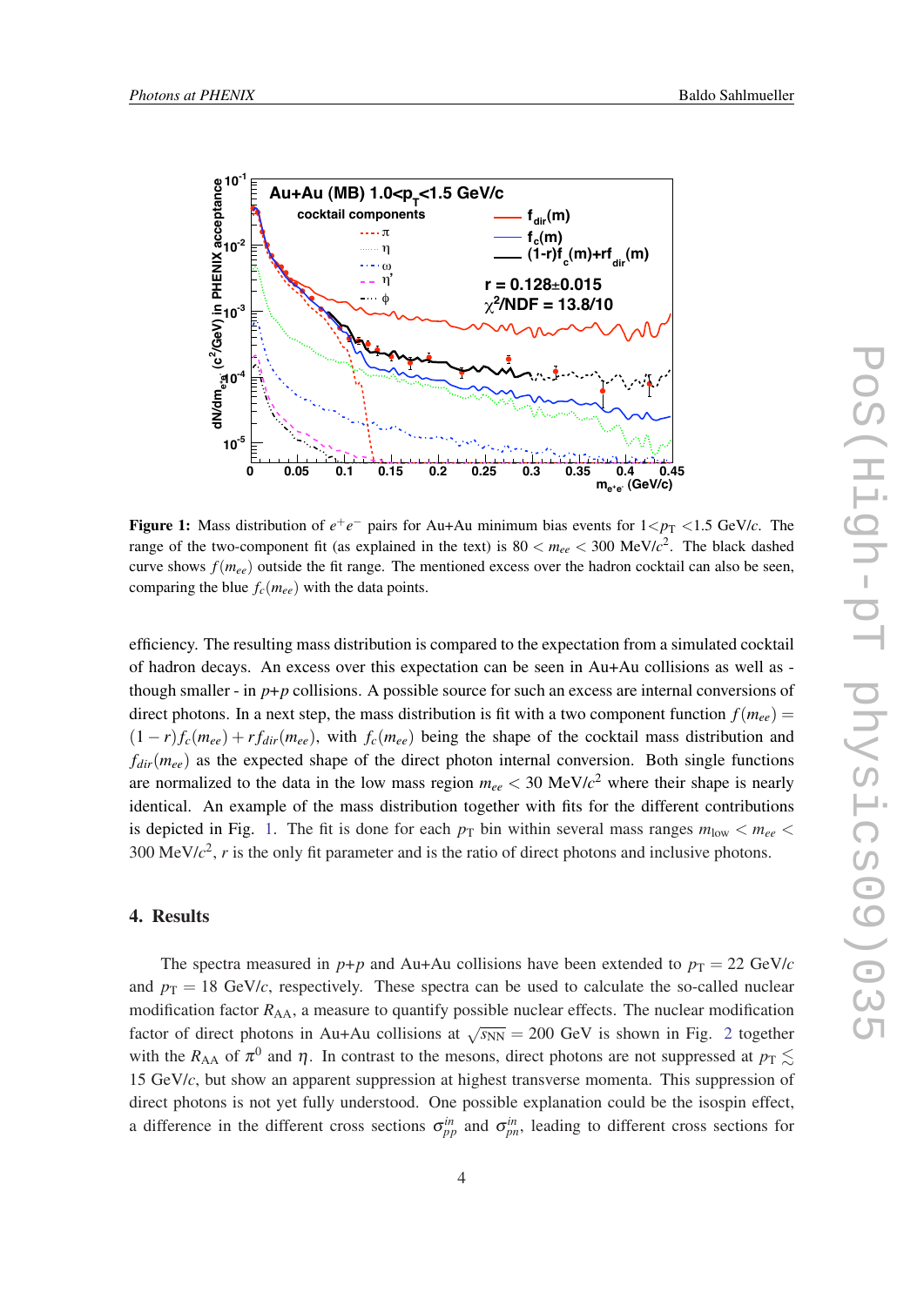**Figure 1:** Mass distribution of $e^+e^-$ pairs for Au+Au minimum bias events for $1 < p_T < 1.5$ GeV/$c$. The range of the two-component fit (as explained in the text) is $80 < m_{ee} < 300$ MeV/$c^2$. The black dashed curve shows $f(m_{ee})$ outside the fit range. The mentioned excess over the hadron cocktail can also be seen, comparing the blue $f_c(m_{ee})$ with the data points.

efficiency. The resulting mass distribution is compared to the expectation from a simulated cocktail of hadron decays. An excess over this expectation can be seen in Au+Au collisions as well as - though smaller - in $p$+$p$ collisions. A possible source for such an excess are internal conversions of direct photons. In a next step, the mass distribution is fit with a two component function $f(m_{ee}) = (1-r)f_c(m_{ee}) + rf_{dir}(m_{ee})$, with $f_c(m_{ee})$ being the shape of the cocktail mass distribution and $f_{dir}(m_{ee})$ as the expected shape of the direct photon internal conversion. Both single functions are normalized to the data in the low mass region $m_{ee} < 30$ MeV/$c^2$ where their shape is nearly identical. An example of the mass distribution together with fits for the different contributions is depicted in Fig. 1. The fit is done for each $p_T$ bin within several mass ranges $m_{low} < m_{ee} < 300$ MeV/$c^2$, $r$ is the only fit parameter and is the ratio of direct photons and inclusive photons.

## 4. Results

The spectra measured in $p$+$p$ and Au+Au collisions have been extended to $p_T = 22$ GeV/$c$ and $p_T = 18$ GeV/$c$, respectively. These spectra can be used to calculate the so-called nuclear modification factor $R_{AA}$, a measure to quantify possible nuclear effects. The nuclear modification factor of direct photons in Au+Au collisions at $\sqrt{s_{NN}} = 200$ GeV is shown in Fig. 2 together with the $R_{AA}$ of $\pi^0$ and $\eta$. In contrast to the mesons, direct photons are not suppressed at $p_T \lesssim 15$ GeV/$c$, but show an apparent suppression at highest transverse momenta. This suppression of direct photons is not yet fully understood. One possible explanation could be the isospin effect, a difference in the different cross sections $\sigma^{in}_{pp}$ and $\sigma^{in}_{pn}$, leading to different cross sections for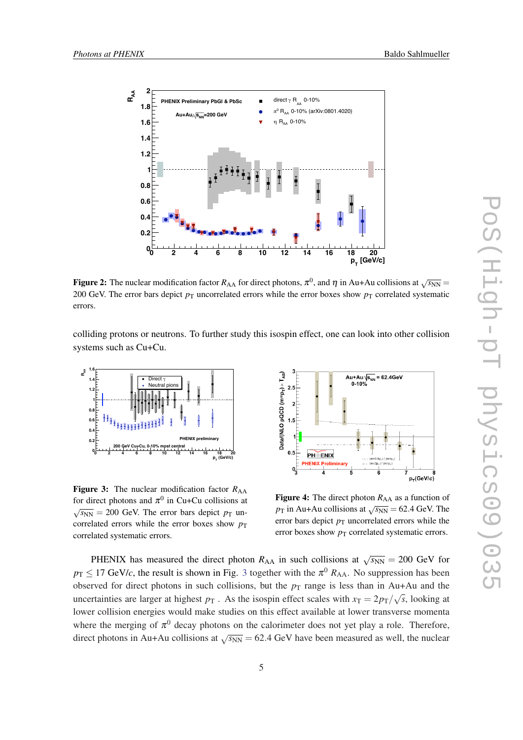**Figure 2:** The nuclear modification factor $R_{AA}$ for direct photons, $\pi^0$, and $\eta$ in Au+Au collisions at $\sqrt{s_{NN}} = 200$ GeV. The error bars depict $p_T$ uncorrelated errors while the error boxes show $p_T$ correlated systematic errors.

colliding protons or neutrons. To further study this isospin effect, one can look into other collision systems such as Cu+Cu.

**Figure 3:** The nuclear modification factor $R_{AA}$ for direct photons and $\pi^0$ in Cu+Cu collisions at $\sqrt{s_{NN}} = 200$ GeV. The error bars depict $p_T$ uncorrelated errors while the error boxes show $p_T$ correlated systematic errors.

**Figure 4:** The direct photon $R_{AA}$ as a function of $p_T$ in Au+Au collisions at $\sqrt{s_{NN}} = 62.4$ GeV. The error bars depict $p_T$ uncorrelated errors while the error boxes show $p_T$ correlated systematic errors.

PHENIX has measured the direct photon $R_{AA}$ in such collisions at $\sqrt{s_{NN}} = 200$ GeV for $p_T \leq 17$ GeV/$c$, the result is shown in Fig. 3 together with the $\pi^0$ $R_{AA}$. No suppression has been observed for direct photons in such collisions, but the $p_T$ range is less than in Au+Au and the uncertainties are larger at highest $p_T$ . As the isospin effect scales with $x_T = 2p_T/\sqrt{s}$, looking at lower collision energies would make studies on this effect available at lower transverse momenta where the merging of $\pi^0$ decay photons on the calorimeter does not yet play a role. Therefore, direct photons in Au+Au collisions at $\sqrt{s_{NN}} = 62.4$ GeV have been measured as well, the nuclear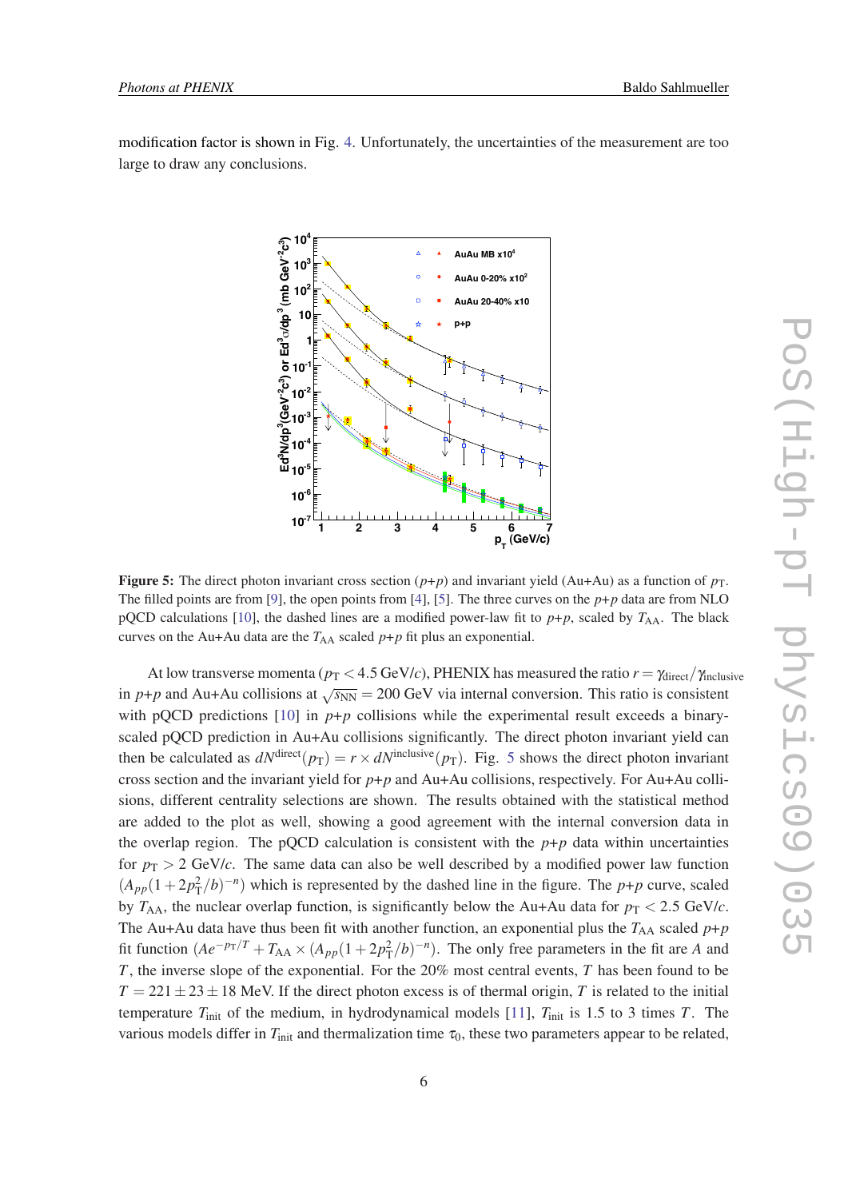modification factor is shown in Fig. 4. Unfortunately, the uncertainties of the measurement are too large to draw any conclusions.

**Figure 5:** The direct photon invariant cross section ($p$+$p$) and invariant yield (Au+Au) as a function of $p_T$. The filled points are from [9], the open points from [4], [5]. The three curves on the $p$+$p$ data are from NLO pQCD calculations [10], the dashed lines are a modified power-law fit to $p$+$p$, scaled by $T_{AA}$. The black curves on the Au+Au data are the $T_{AA}$ scaled $p$+$p$ fit plus an exponential.

At low transverse momenta ($p_T < 4.5$ GeV/$c$), PHENIX has measured the ratio $r = \gamma_{direct}/\gamma_{inclusive}$ in $p$+$p$ and Au+Au collisions at $\sqrt{s_{NN}} = 200$ GeV via internal conversion. This ratio is consistent with pQCD predictions [10] in $p$+$p$ collisions while the experimental result exceeds a binary-scaled pQCD prediction in Au+Au collisions significantly. The direct photon invariant yield can then be calculated as $dN^{direct}(p_T) = r \times dN^{inclusive}(p_T)$. Fig. 5 shows the direct photon invariant cross section and the invariant yield for $p$+$p$ and Au+Au collisions, respectively. For Au+Au collisions, different centrality selections are shown. The results obtained with the statistical method are added to the plot as well, showing a good agreement with the internal conversion data in the overlap region. The pQCD calculation is consistent with the $p$+$p$ data within uncertainties for $p_T > 2$ GeV/$c$. The same data can also be well described by a modified power law function ($A_{pp}(1+2p_T^2/b)^{-n}$) which is represented by the dashed line in the figure. The $p$+$p$ curve, scaled by $T_{AA}$, the nuclear overlap function, is significantly below the Au+Au data for $p_T < 2.5$ GeV/$c$. The Au+Au data have thus been fit with another function, an exponential plus the $T_{AA}$ scaled $p$+$p$ fit function ($Ae^{-p_T/T} + T_{AA} \times (A_{pp}(1+2p_T^2/b)^{-n})$). The only free parameters in the fit are $A$ and $T$, the inverse slope of the exponential. For the 20% most central events, $T$ has been found to be $T = 221 \pm 23 \pm 18$ MeV. If the direct photon excess is of thermal origin, $T$ is related to the initial temperature $T_{init}$ of the medium, in hydrodynamical models [11], $T_{init}$ is 1.5 to 3 times $T$. The various models differ in $T_{init}$ and thermalization time $\tau_0$, these two parameters appear to be related,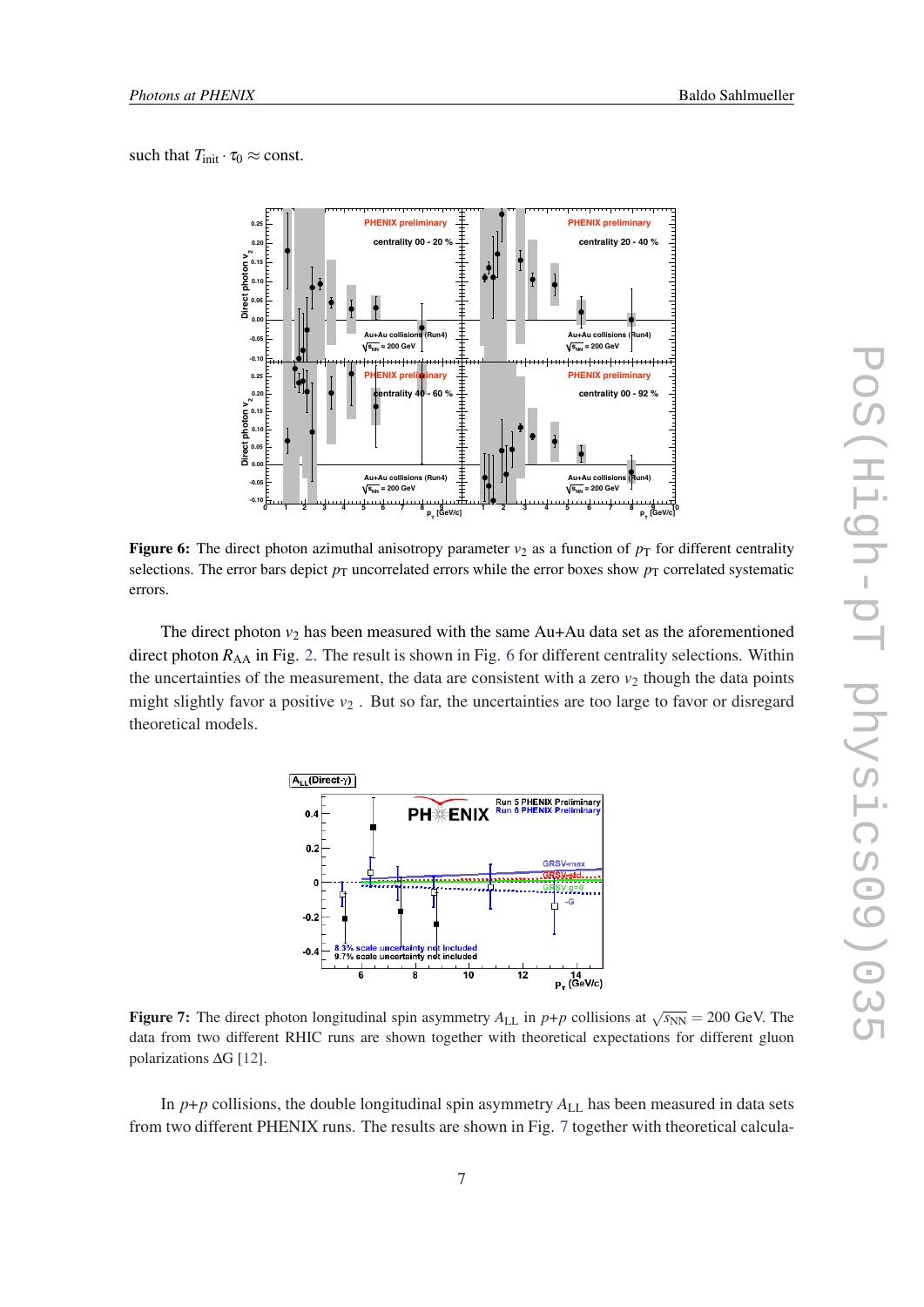such that $T_{\text{init}} \cdot \tau_0 \approx$ const.

**Figure 6:** The direct photon azimuthal anisotropy parameter $v_2$ as a function of $p_T$ for different centrality selections. The error bars depict $p_T$ uncorrelated errors while the error boxes show $p_T$ correlated systematic errors.

The direct photon $v_2$ has been measured with the same Au+Au data set as the aforementioned direct photon $R_{AA}$ in Fig. 2. The result is shown in Fig. 6 for different centrality selections. Within the uncertainties of the measurement, the data are consistent with a zero $v_2$ though the data points might slightly favor a positive $v_2$ . But so far, the uncertainties are too large to favor or disregard theoretical models.

**Figure 7:** The direct photon longitudinal spin asymmetry $A_{LL}$ in $p$+$p$ collisions at $\sqrt{s_{NN}} = 200$ GeV. The data from two different RHIC runs are shown together with theoretical expectations for different gluon polarizations $\Delta G$ [12].

In $p$+$p$ collisions, the double longitudinal spin asymmetry $A_{LL}$ has been measured in data sets from two different PHENIX runs. The results are shown in Fig. 7 together with theoretical calcula-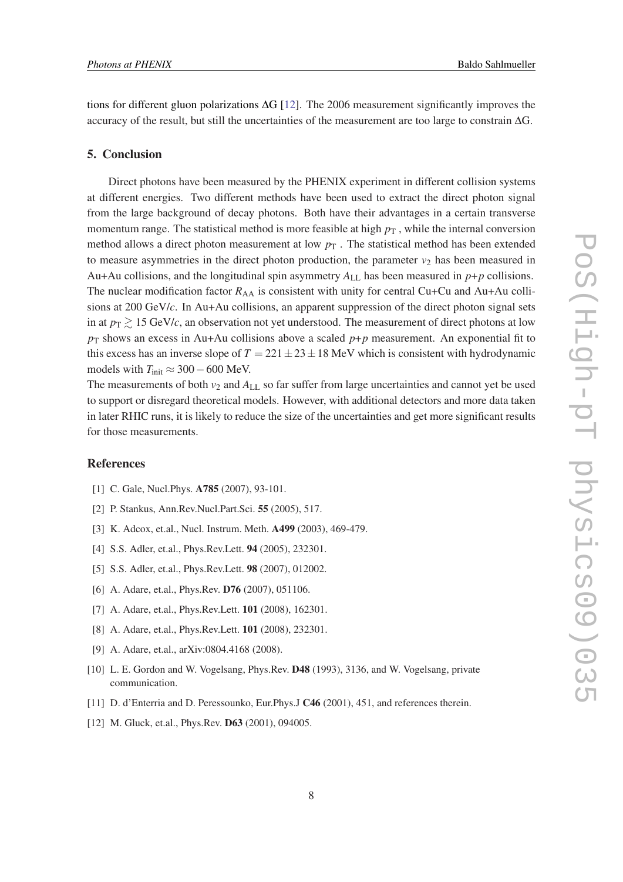tions for different gluon polarizations $\Delta G$ [12]. The 2006 measurement significantly improves the accuracy of the result, but still the uncertainties of the measurement are too large to constrain $\Delta G$.

## 5. Conclusion

Direct photons have been measured by the PHENIX experiment in different collision systems at different energies. Two different methods have been used to extract the direct photon signal from the large background of decay photons. Both have their advantages in a certain transverse momentum range. The statistical method is more feasible at high $p_T$ , while the internal conversion method allows a direct photon measurement at low $p_T$ . The statistical method has been extended to measure asymmetries in the direct photon production, the parameter $v_2$ has been measured in Au+Au collisions, and the longitudinal spin asymmetry $A_{LL}$ has been measured in *p*+*p* collisions. The nuclear modification factor $R_{AA}$ is consistent with unity for central Cu+Cu and Au+Au collisions at 200 GeV/*c*. In Au+Au collisions, an apparent suppression of the direct photon signal sets in at $p_T \gtrsim 15$ GeV/*c*, an observation not yet understood. The measurement of direct photons at low $p_T$ shows an excess in Au+Au collisions above a scaled *p*+*p* measurement. An exponential fit to this excess has an inverse slope of $T = 221 \pm 23 \pm 18$ MeV which is consistent with hydrodynamic models with $T_{init} \approx 300 - 600$ MeV.

The measurements of both $v_2$ and $A_{LL}$ so far suffer from large uncertainties and cannot yet be used to support or disregard theoretical models. However, with additional detectors and more data taken in later RHIC runs, it is likely to reduce the size of the uncertainties and get more significant results for those measurements.

## References

[1] C. Gale, Nucl.Phys. **A785** (2007), 93-101.

[2] P. Stankus, Ann.Rev.Nucl.Part.Sci. **55** (2005), 517.

[3] K. Adcox, et.al., Nucl. Instrum. Meth. **A499** (2003), 469-479.

[4] S.S. Adler, et.al., Phys.Rev.Lett. **94** (2005), 232301.

[5] S.S. Adler, et.al., Phys.Rev.Lett. **98** (2007), 012002.

[6] A. Adare, et.al., Phys.Rev. **D76** (2007), 051106.

[7] A. Adare, et.al., Phys.Rev.Lett. **101** (2008), 162301.

[8] A. Adare, et.al., Phys.Rev.Lett. **101** (2008), 232301.

[9] A. Adare, et.al., arXiv:0804.4168 (2008).

[10] L. E. Gordon and W. Vogelsang, Phys.Rev. **D48** (1993), 3136, and W. Vogelsang, private communication.

[11] D. d'Enterria and D. Peressounko, Eur.Phys.J **C46** (2001), 451, and references therein.

[12] M. Gluck, et.al., Phys.Rev. **D63** (2001), 094005.